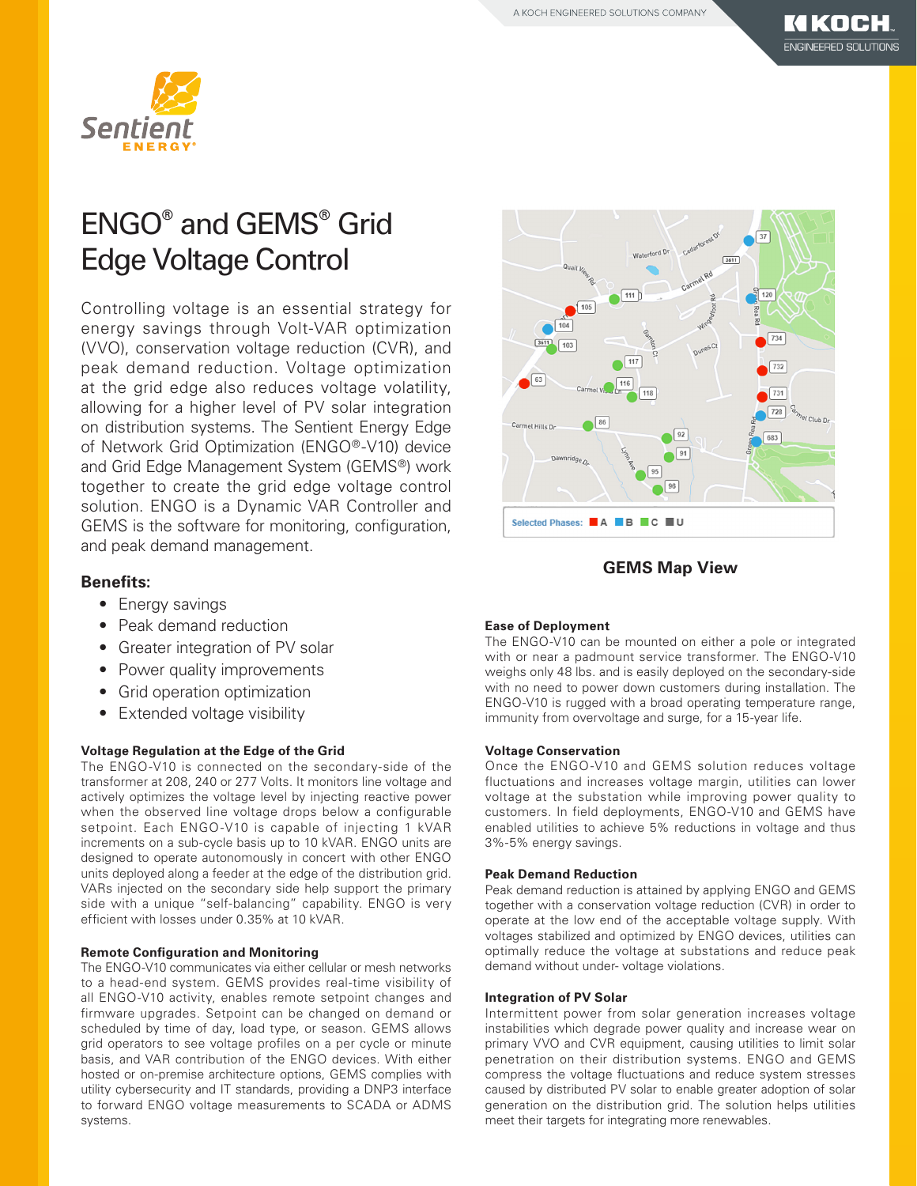# ENGO® and GEMS® Grid Edge Voltage Control

Controlling voltage is an essential strategy for energy savings through Volt-VAR optimization (VVO), conservation voltage reduction (CVR), and peak demand reduction. Voltage optimization at the grid edge also reduces voltage volatility, allowing for a higher level of PV solar integration on distribution systems. The Sentient Energy Edge of Network Grid Optimization (ENGO®-V10) device and Grid Edge Management System (GEMS®) work together to create the grid edge voltage control solution. ENGO is a Dynamic VAR Controller and GEMS is the software for monitoring, configuration, and peak demand management.

## Benefits:

- Energy savings
- Peak demand reduction
- Greater integration of PV solar
- Power quality improvements
- Grid operation optimization
- Extended voltage visibility

### Voltage Regulation at the Edge of the Grid

The ENGO-V10 is connected on the secondary-side of the transformer at 208, 240 or 277 Volts. It monitors line voltage and actively optimizes the voltage level by injecting reactive power when the observed line voltage drops below a configurable setpoint. Each ENGO-V10 is capable of injecting 1 kVAR increments on a sub-cycle basis up to 10 kVAR. ENGO units are designed to operate autonomously in concert with other ENGO units deployed along a feeder at the edge of the distribution grid. VARs injected on the secondary side help support the primary side with a unique "self-balancing" capability. ENGO is very efficient with losses under 0.35% at 10 kVAR.

### Remote Configuration and Monitoring

The ENGO-V10 communicates via either cellular or mesh networks to a head-end system. GEMS provides real-time visibility of all ENGO-V10 activity, enables remote setpoint changes and firmware upgrades. Setpoint can be changed on demand or scheduled by time of day, load type, or season. GEMS allows grid operators to see voltage profiles on a per cycle or minute basis, and VAR contribution of the ENGO devices. With either hosted or on-premise architecture options, GEMS complies with utility cybersecurity and IT standards, providing a DNP3 interface to forward ENGO voltage measurements to SCADA or ADMS systems.

**GEMS Map View**

### Ease of Deployment

The ENGO-V10 can be mounted on either a pole or integrated with or near a padmount service transformer. The ENGO-V10 weighs only 48 lbs. and is easily deployed on the secondary-side with no need to power down customers during installation. The ENGO-V10 is rugged with a broad operating temperature range, immunity from overvoltage and surge, for a 15-year life.

### Voltage Conservation

Once the ENGO-V10 and GEMS solution reduces voltage fluctuations and increases voltage margin, utilities can lower voltage at the substation while improving power quality to customers. In field deployments, ENGO-V10 and GEMS have enabled utilities to achieve 5% reductions in voltage and thus 3%-5% energy savings.

### Peak Demand Reduction

Peak demand reduction is attained by applying ENGO and GEMS together with a conservation voltage reduction (CVR) in order to operate at the low end of the acceptable voltage supply. With voltages stabilized and optimized by ENGO devices, utilities can optimally reduce the voltage at substations and reduce peak demand without under- voltage violations.

### Integration of PV Solar

Intermittent power from solar generation increases voltage instabilities which degrade power quality and increase wear on primary VVO and CVR equipment, causing utilities to limit solar penetration on their distribution systems. ENGO and GEMS compress the voltage fluctuations and reduce system stresses caused by distributed PV solar to enable greater adoption of solar generation on the distribution grid. The solution helps utilities meet their targets for integrating more renewables.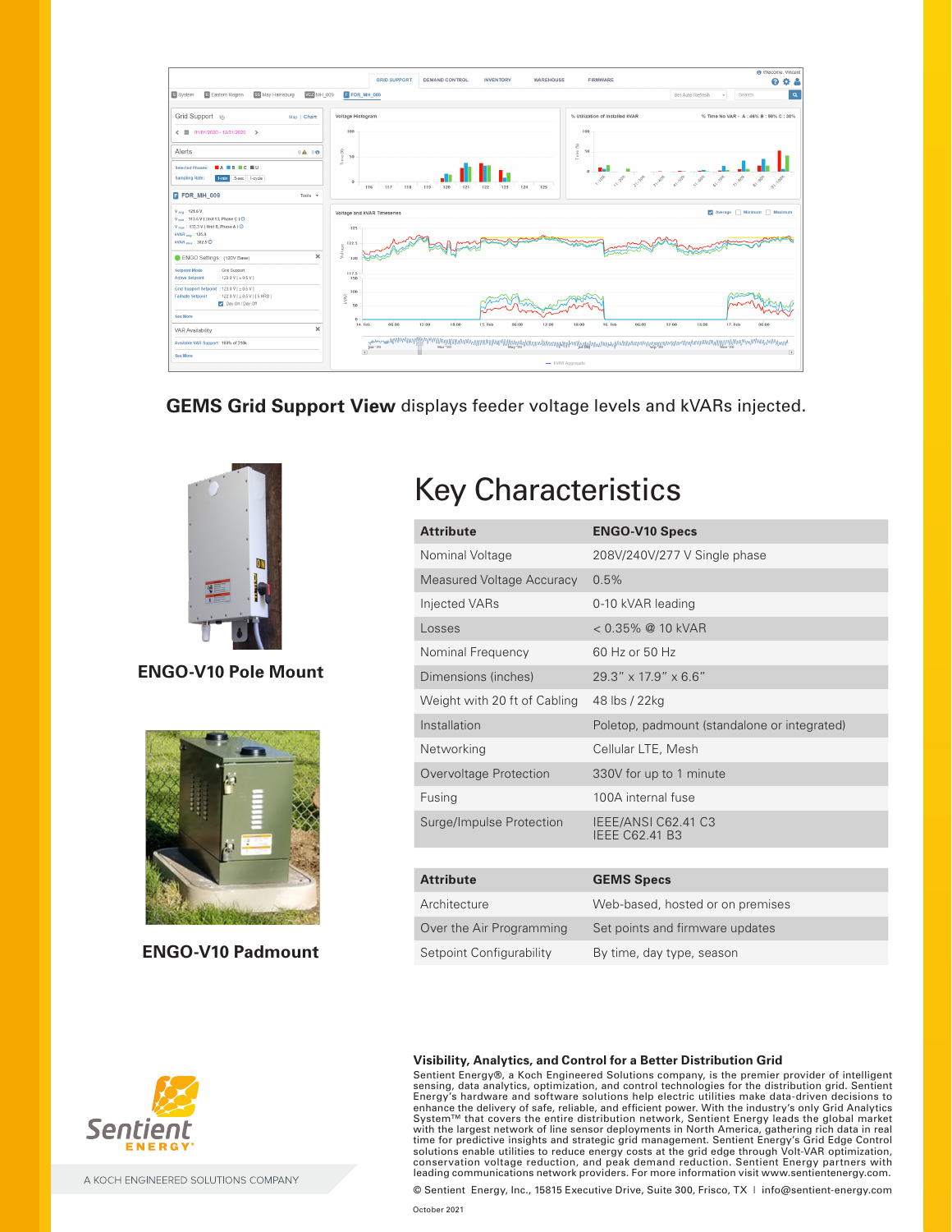**GEMS Grid Support View** displays feeder voltage levels and kVARs injected.

**ENGO-V10 Pole Mount**

**ENGO-V10 Padmount**

# Key Characteristics

| Attribute | ENGO-V10 Specs |
|---|---|
| Nominal Voltage | 208V/240V/277 V Single phase |
| Measured Voltage Accuracy | 0.5% |
| Injected VARs | 0-10 kVAR leading |
| Losses | < 0.35% @ 10 kVAR |
| Nominal Frequency | 60 Hz or 50 Hz |
| Dimensions (inches) | 29.3" x 17.9" x 6.6" |
| Weight with 20 ft of Cabling | 48 lbs / 22kg |
| Installation | Poletop, padmount (standalone or integrated) |
| Networking | Cellular LTE, Mesh |
| Overvoltage Protection | 330V for up to 1 minute |
| Fusing | 100A internal fuse |
| Surge/Impulse Protection | IEEE/ANSI C62.41 C3<br>IEEE C62.41 B3 |

| Attribute | GEMS Specs |
|---|---|
| Architecture | Web-based, hosted or on premises |
| Over the Air Programming | Set points and firmware updates |
| Setpoint Configurability | By time, day type, season |

Sentient ENERGY®

A KOCH ENGINEERED SOLUTIONS COMPANY

### Visibility, Analytics, and Control for a Better Distribution Grid

Sentient Energy®, a Koch Engineered Solutions company, is the premier provider of intelligent sensing, data analytics, optimization, and control technologies for the distribution grid. Sentient Energy's hardware and software solutions help electric utilities make data-driven decisions to enhance the delivery of safe, reliable, and efficient power. With the industry's only Grid Analytics System™ that covers the entire distribution network, Sentient Energy leads the global market with the largest network of line sensor deployments in North America, gathering rich data in real time for predictive insights and strategic grid management. Sentient Energy's Grid Edge Control solutions enable utilities to reduce energy costs at the grid edge through Volt-VAR optimization, conservation voltage reduction, and peak demand reduction. Sentient Energy partners with leading communications network providers. For more information visit www.sentientenergy.com.

© Sentient Energy, Inc., 15815 Executive Drive, Suite 300, Frisco, TX | info@sentient-energy.com

October 2021